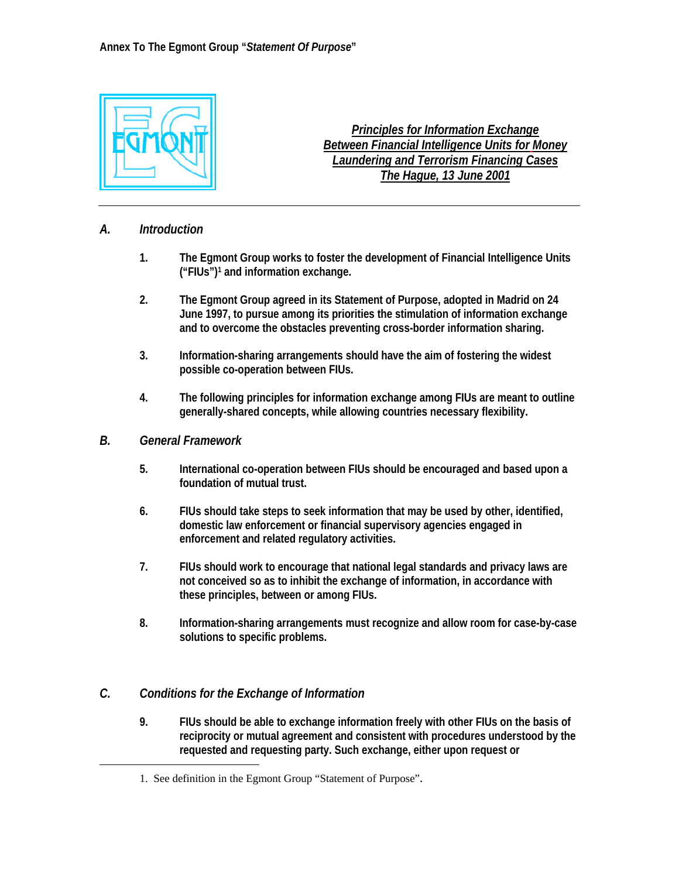Annex To The Egmont Group "*Statement Of Purpose*"

EGMONT

# *Principles for Information Exchange Between Financial Intelligence Units for Money Laundering and Terrorism Financing Cases*

## *The Hague, 13 June 2001*

---

## A. *Introduction*

1. **The Egmont Group works to foster the development of Financial Intelligence Units ("FIUs")[1] and information exchange.**

2. **The Egmont Group agreed in its Statement of Purpose, adopted in Madrid on 24 June 1997, to pursue among its priorities the stimulation of information exchange and to overcome the obstacles preventing cross-border information sharing.**

3. **Information-sharing arrangements should have the aim of fostering the widest possible co-operation between FIUs.**

4. **The following principles for information exchange among FIUs are meant to outline generally-shared concepts, while allowing countries necessary flexibility.**

## B. *General Framework*

5. **International co-operation between FIUs should be encouraged and based upon a foundation of mutual trust.**

6. **FIUs should take steps to seek information that may be used by other, identified, domestic law enforcement or financial supervisory agencies engaged in enforcement and related regulatory activities.**

7. **FIUs should work to encourage that national legal standards and privacy laws are not conceived so as to inhibit the exchange of information, in accordance with these principles, between or among FIUs.**

8. **Information-sharing arrangements must recognize and allow room for case-by-case solutions to specific problems.**

## C. *Conditions for the Exchange of Information*

9. **FIUs should be able to exchange information freely with other FIUs on the basis of reciprocity or mutual agreement and consistent with procedures understood by the requested and requesting party. Such exchange, either upon request or**

---

1. See definition in the Egmont Group "Statement of Purpose".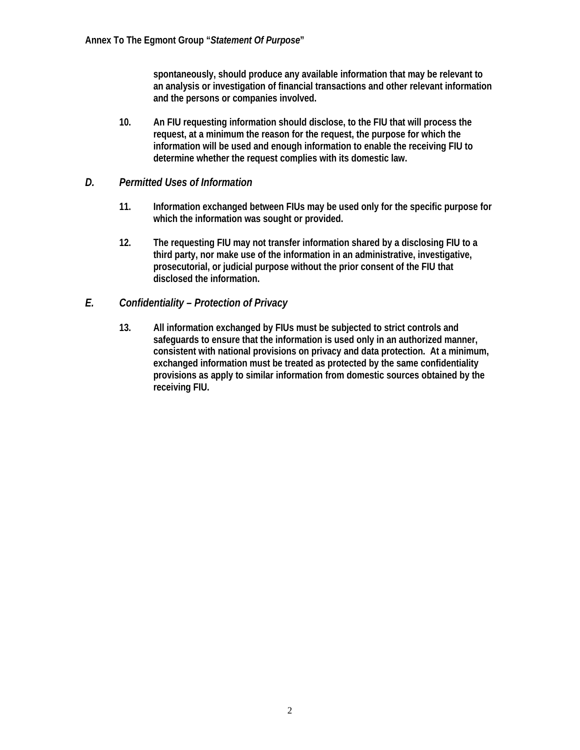**spontaneously, should produce any available information that may be relevant to an analysis or investigation of financial transactions and other relevant information and the persons or companies involved.**

**10. An FIU requesting information should disclose, to the FIU that will process the request, at a minimum the reason for the request, the purpose for which the information will be used and enough information to enable the receiving FIU to determine whether the request complies with its domestic law.**

## *D. Permitted Uses of Information*

**11. Information exchanged between FIUs may be used only for the specific purpose for which the information was sought or provided.**

**12. The requesting FIU may not transfer information shared by a disclosing FIU to a third party, nor make use of the information in an administrative, investigative, prosecutorial, or judicial purpose without the prior consent of the FIU that disclosed the information.**

## *E. Confidentiality – Protection of Privacy*

**13. All information exchanged by FIUs must be subjected to strict controls and safeguards to ensure that the information is used only in an authorized manner, consistent with national provisions on privacy and data protection. At a minimum, exchanged information must be treated as protected by the same confidentiality provisions as apply to similar information from domestic sources obtained by the receiving FIU.**